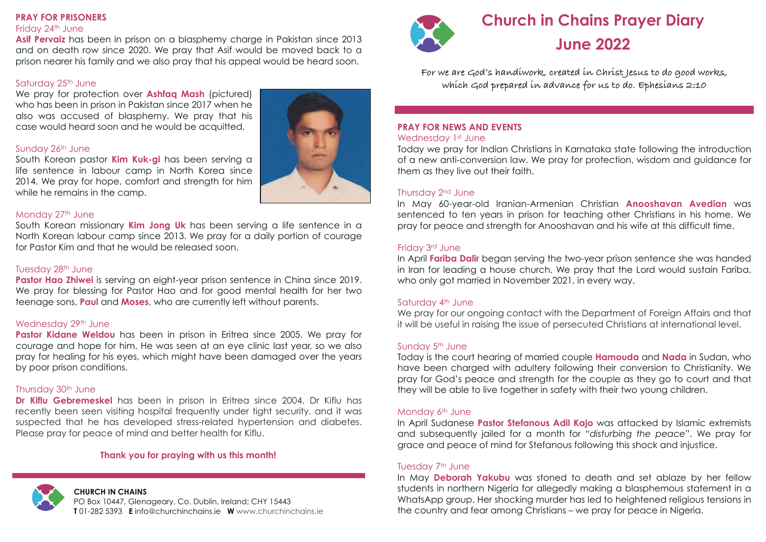# Church in Chains Prayer Diary

## June 2022

*For we are God's handiwork, created in Christ Jesus to do good works, which God prepared in advance for us to do. Ephesians 2:10*

### PRAY FOR NEWS AND EVENTS

Wednesday 1st June

Today we pray for Indian Christians in Karnataka state following the introduction of a new anti-conversion law. We pray for protection, wisdom and guidance for them as they live out their faith.

Thursday 2nd June

In May 60-year-old Iranian-Armenian Christian **Anooshavan Avedian** was sentenced to ten years in prison for teaching other Christians in his home. We pray for peace and strength for Anooshavan and his wife at this difficult time.

Friday 3rd June

In April **Fariba Dalir** began serving the two-year prison sentence she was handed in Iran for leading a house church. We pray that the Lord would sustain Fariba, who only got married in November 2021, in every way.

Saturday 4th June

We pray for our ongoing contact with the Department of Foreign Affairs and that it will be useful in raising the issue of persecuted Christians at international level.

Sunday 5th June

Today is the court hearing of married couple **Hamouda** and **Nada** in Sudan, who have been charged with adultery following their conversion to Christianity. We pray for God's peace and strength for the couple as they go to court and that they will be able to live together in safety with their two young children.

Monday 6th June

In April Sudanese **Pastor Stefanous Adil Kajo** was attacked by Islamic extremists and subsequently jailed for a month for "*disturbing the peace*". We pray for grace and peace of mind for Stefanous following this shock and injustice.

Tuesday 7th June

In May **Deborah Yakubu** was stoned to death and set ablaze by her fellow students in northern Nigeria for allegedly making a blasphemous statement in a WhatsApp group. Her shocking murder has led to heightened religious tensions in the country and fear among Christians – we pray for peace in Nigeria.

### PRAY FOR PRISONERS

Friday 24th June

**Asif Pervaiz** has been in prison on a blasphemy charge in Pakistan since 2013 and on death row since 2020. We pray that Asif would be moved back to a prison nearer his family and we also pray that his appeal would be heard soon.

Saturday 25th June

We pray for protection over **Ashfaq Mash** (pictured) who has been in prison in Pakistan since 2017 when he also was accused of blasphemy. We pray that his case would heard soon and he would be acquitted.

Sunday 26th June

South Korean pastor **Kim Kuk-gi** has been serving a life sentence in labour camp in North Korea since 2014. We pray for hope, comfort and strength for him while he remains in the camp.

Monday 27th June

South Korean missionary **Kim Jong Uk** has been serving a life sentence in a North Korean labour camp since 2013. We pray for a daily portion of courage for Pastor Kim and that he would be released soon.

Tuesday 28th June

**Pastor Hao Zhiwei** is serving an eight-year prison sentence in China since 2019. We pray for blessing for Pastor Hao and for good mental health for her two teenage sons, **Paul** and **Moses**, who are currently left without parents.

Wednesday 29th June

**Pastor Kidane Weldou** has been in prison in Eritrea since 2005. We pray for courage and hope for him. He was seen at an eye clinic last year, so we also pray for healing for his eyes, which might have been damaged over the years by poor prison conditions.

Thursday 30th June

**Dr Kiflu Gebremeskel** has been in prison in Eritrea since 2004. Dr Kiflu has recently been seen visiting hospital frequently under tight security, and it was suspected that he has developed stress-related hypertension and diabetes. Please pray for peace of mind and better health for Kiflu.

**Thank you for praying with us this month!**

**CHURCH IN CHAINS**
PO Box 10447, Glenageary, Co. Dublin, Ireland; CHY 15443
**T** 01-282 5393 **E** info@churchinchains.ie **W** www.churchinchains.ie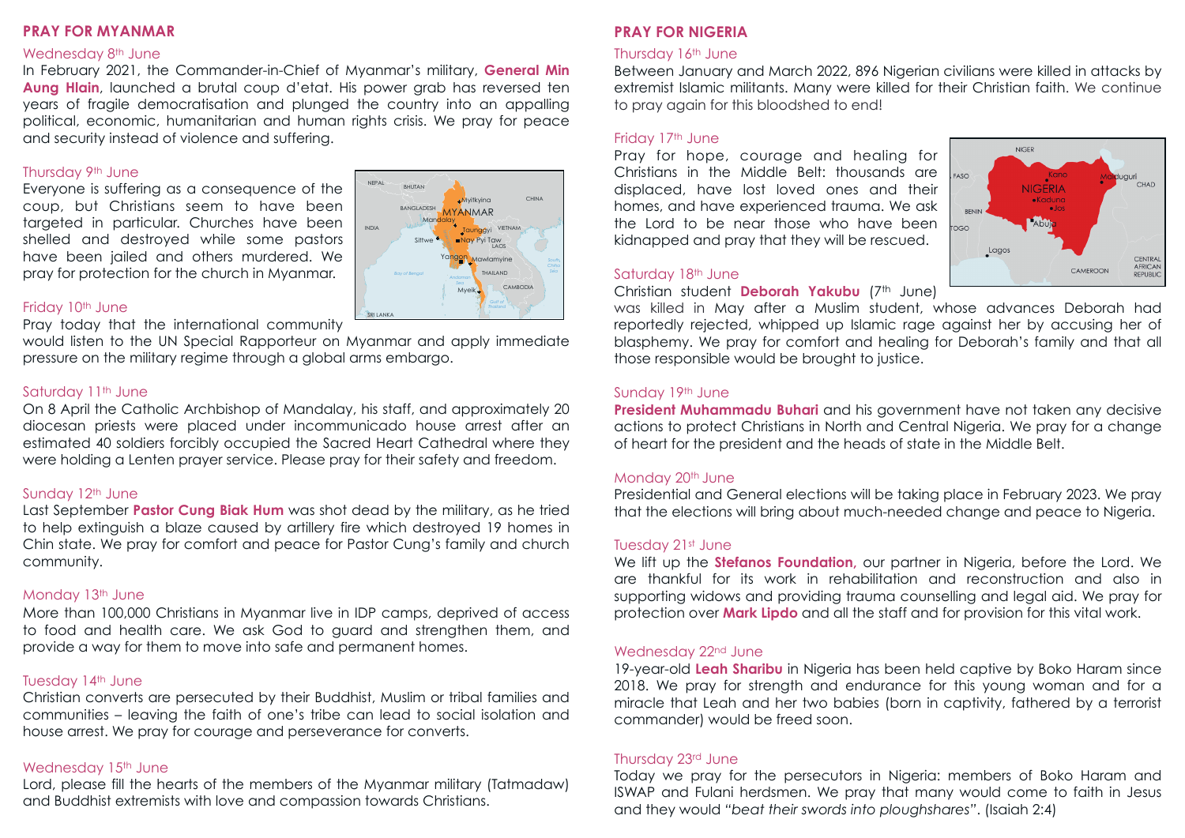## PRAY FOR MYANMAR

Wednesday 8th June

In February 2021, the Commander-in-Chief of Myanmar's military, **General Min Aung Hlain**, launched a brutal coup d'etat. His power grab has reversed ten years of fragile democratisation and plunged the country into an appalling political, economic, humanitarian and human rights crisis. We pray for peace and security instead of violence and suffering.

Thursday 9th June

Everyone is suffering as a consequence of the coup, but Christians seem to have been targeted in particular. Churches have been shelled and destroyed while some pastors have been jailed and others murdered. We pray for protection for the church in Myanmar.

Friday 10th June

Pray today that the international community would listen to the UN Special Rapporteur on Myanmar and apply immediate pressure on the military regime through a global arms embargo.

Saturday 11th June

On 8 April the Catholic Archbishop of Mandalay, his staff, and approximately 20 diocesan priests were placed under incommunicado house arrest after an estimated 40 soldiers forcibly occupied the Sacred Heart Cathedral where they were holding a Lenten prayer service. Please pray for their safety and freedom.

Sunday 12th June

Last September **Pastor Cung Biak Hum** was shot dead by the military, as he tried to help extinguish a blaze caused by artillery fire which destroyed 19 homes in Chin state. We pray for comfort and peace for Pastor Cung's family and church community.

Monday 13th June

More than 100,000 Christians in Myanmar live in IDP camps, deprived of access to food and health care. We ask God to guard and strengthen them, and provide a way for them to move into safe and permanent homes.

Tuesday 14th June

Christian converts are persecuted by their Buddhist, Muslim or tribal families and communities – leaving the faith of one's tribe can lead to social isolation and house arrest. We pray for courage and perseverance for converts.

Wednesday 15th June

Lord, please fill the hearts of the members of the Myanmar military (Tatmadaw) and Buddhist extremists with love and compassion towards Christians.

## PRAY FOR NIGERIA

Thursday 16th June

Between January and March 2022, 896 Nigerian civilians were killed in attacks by extremist Islamic militants. Many were killed for their Christian faith. We continue to pray again for this bloodshed to end!

Friday 17th June

Pray for hope, courage and healing for Christians in the Middle Belt: thousands are displaced, have lost loved ones and their homes, and have experienced trauma. We ask the Lord to be near those who have been kidnapped and pray that they will be rescued.

Saturday 18th June

Christian student **Deborah Yakubu** (7th June) was killed in May after a Muslim student, whose advances Deborah had reportedly rejected, whipped up Islamic rage against her by accusing her of blasphemy. We pray for comfort and healing for Deborah's family and that all those responsible would be brought to justice.

Sunday 19th June

**President Muhammadu Buhari** and his government have not taken any decisive actions to protect Christians in North and Central Nigeria. We pray for a change of heart for the president and the heads of state in the Middle Belt.

Monday 20th June

Presidential and General elections will be taking place in February 2023. We pray that the elections will bring about much-needed change and peace to Nigeria.

Tuesday 21st June

We lift up the **Stefanos Foundation,** our partner in Nigeria, before the Lord. We are thankful for its work in rehabilitation and reconstruction and also in supporting widows and providing trauma counselling and legal aid. We pray for protection over **Mark Lipdo** and all the staff and for provision for this vital work.

Wednesday 22nd June

19-year-old **Leah Sharibu** in Nigeria has been held captive by Boko Haram since 2018. We pray for strength and endurance for this young woman and for a miracle that Leah and her two babies (born in captivity, fathered by a terrorist commander) would be freed soon.

Thursday 23rd June

Today we pray for the persecutors in Nigeria: members of Boko Haram and ISWAP and Fulani herdsmen. We pray that many would come to faith in Jesus and they would *"beat their swords into ploughshares"*. (Isaiah 2:4)